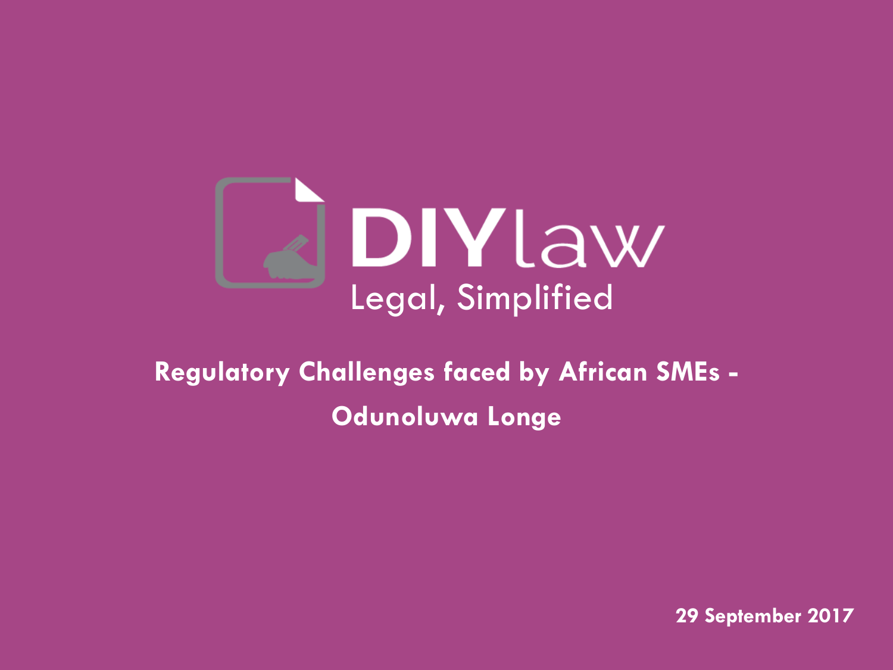DIYlaw

Legal, Simplified

**Regulatory Challenges faced by African SMEs -**

**Odunoluwa Longe**

**29 September 2017**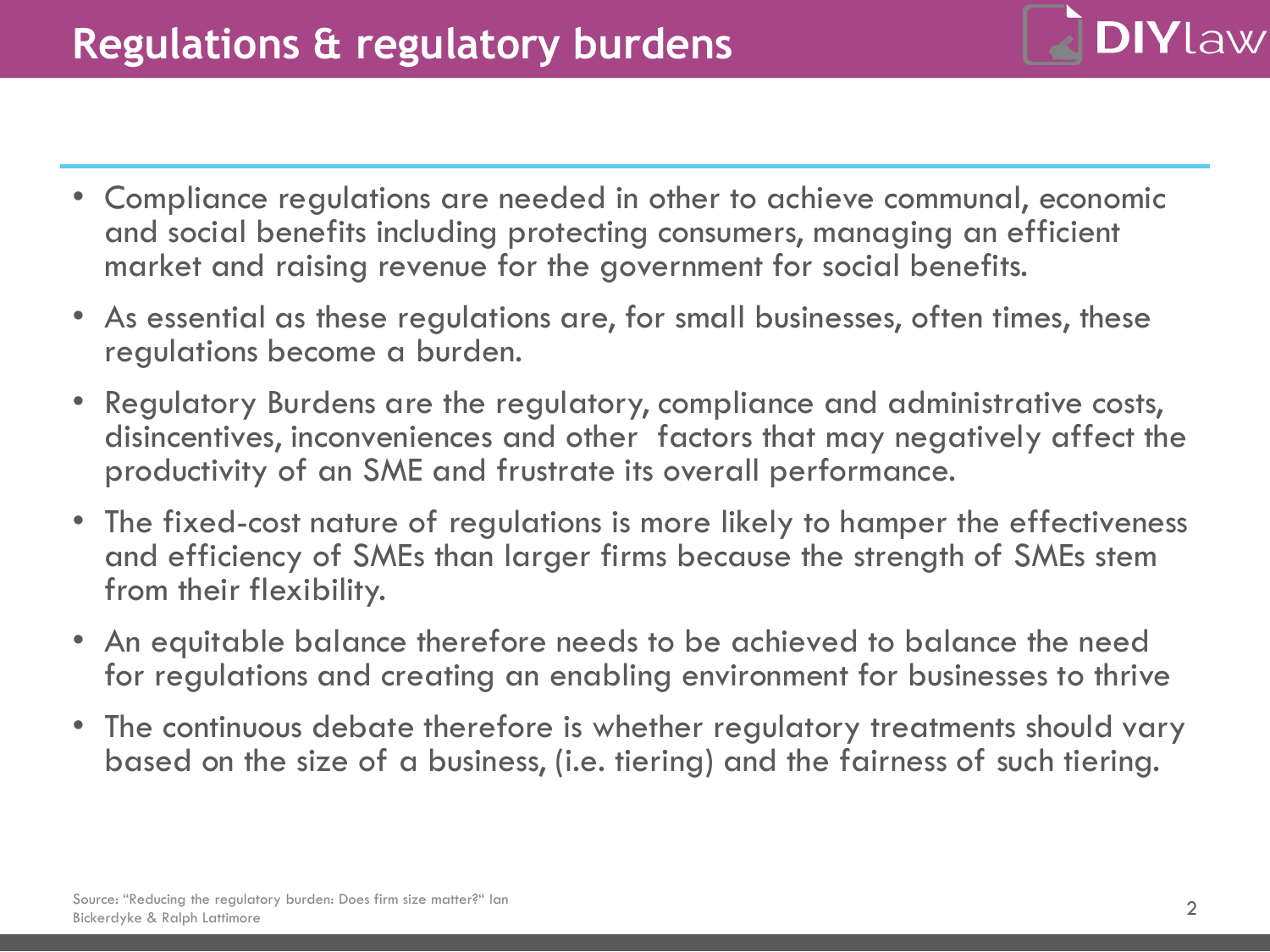# Regulations & regulatory burdens

- Compliance regulations are needed in other to achieve communal, economic and social benefits including protecting consumers, managing an efficient market and raising revenue for the government for social benefits.
- As essential as these regulations are, for small businesses, often times, these regulations become a burden.
- Regulatory Burdens are the regulatory, compliance and administrative costs, disincentives, inconveniences and other factors that may negatively affect the productivity of an SME and frustrate its overall performance.
- The fixed-cost nature of regulations is more likely to hamper the effectiveness and efficiency of SMEs than larger firms because the strength of SMEs stem from their flexibility.
- An equitable balance therefore needs to be achieved to balance the need for regulations and creating an enabling environment for businesses to thrive
- The continuous debate therefore is whether regulatory treatments should vary based on the size of a business, (i.e. tiering) and the fairness of such tiering.

Source: "Reducing the regulatory burden: Does firm size matter?" Ian Bickerdyke & Ralph Lattimore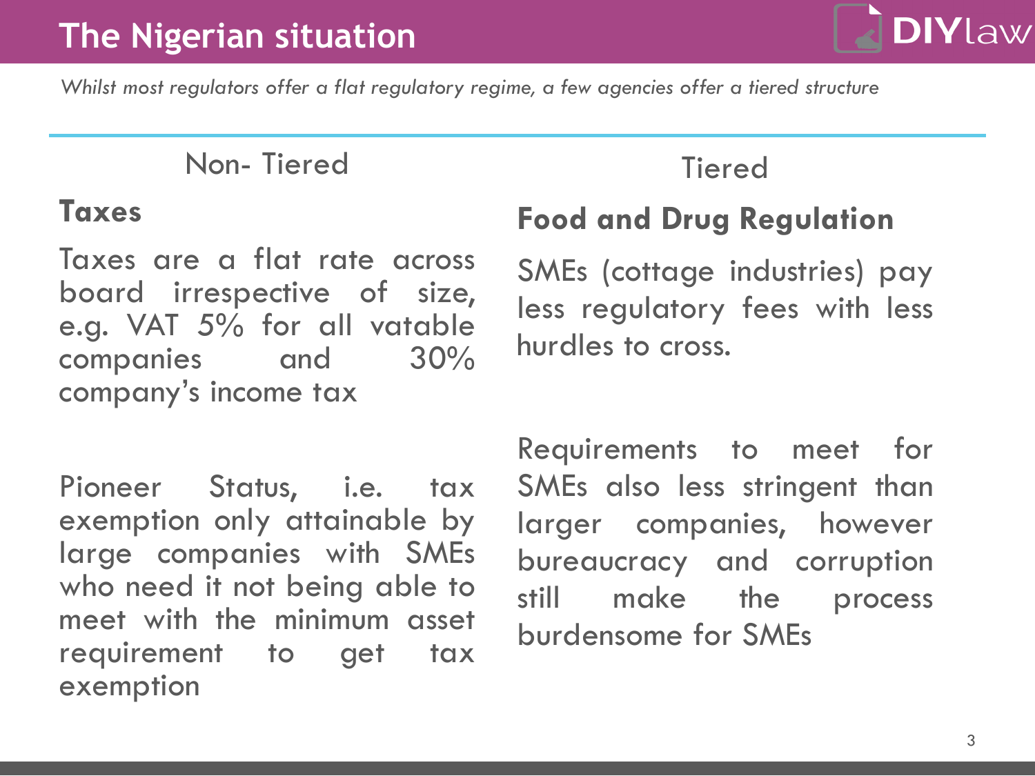# The Nigerian situation

*Whilst most regulators offer a flat regulatory regime, a few agencies offer a tiered structure*

## Non- Tiered

### Taxes

Taxes are a flat rate across board irrespective of size, e.g. VAT 5% for all vatable companies and 30% company's income tax

Pioneer Status, i.e. tax exemption only attainable by large companies with SMEs who need it not being able to meet with the minimum asset requirement to get tax exemption

## Tiered

### Food and Drug Regulation

SMEs (cottage industries) pay less regulatory fees with less hurdles to cross.

Requirements to meet for SMEs also less stringent than larger companies, however bureaucracy and corruption still make the process burdensome for SMEs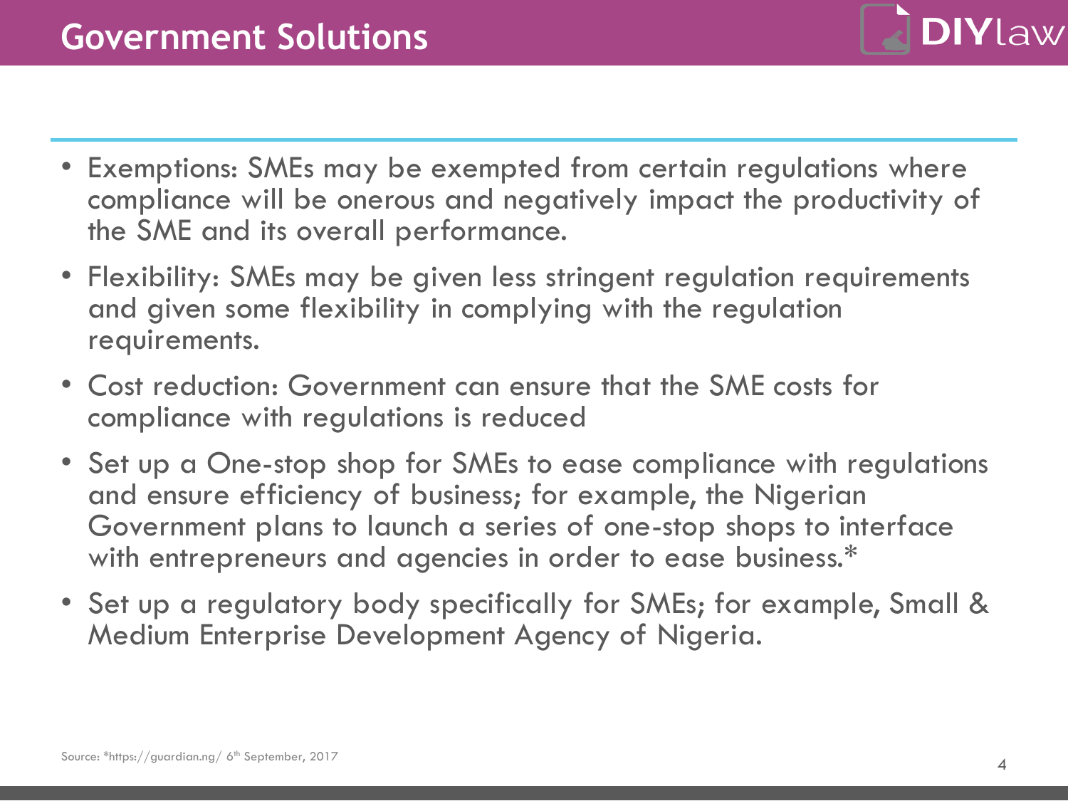# Government Solutions

- Exemptions: SMEs may be exempted from certain regulations where compliance will be onerous and negatively impact the productivity of the SME and its overall performance.
- Flexibility: SMEs may be given less stringent regulation requirements and given some flexibility in complying with the regulation requirements.
- Cost reduction: Government can ensure that the SME costs for compliance with regulations is reduced
- Set up a One-stop shop for SMEs to ease compliance with regulations and ensure efficiency of business; for example, the Nigerian Government plans to launch a series of one-stop shops to interface with entrepreneurs and agencies in order to ease business.*
- Set up a regulatory body specifically for SMEs; for example, Small & Medium Enterprise Development Agency of Nigeria.

Source: *https://guardian.ng/ 6th September, 2017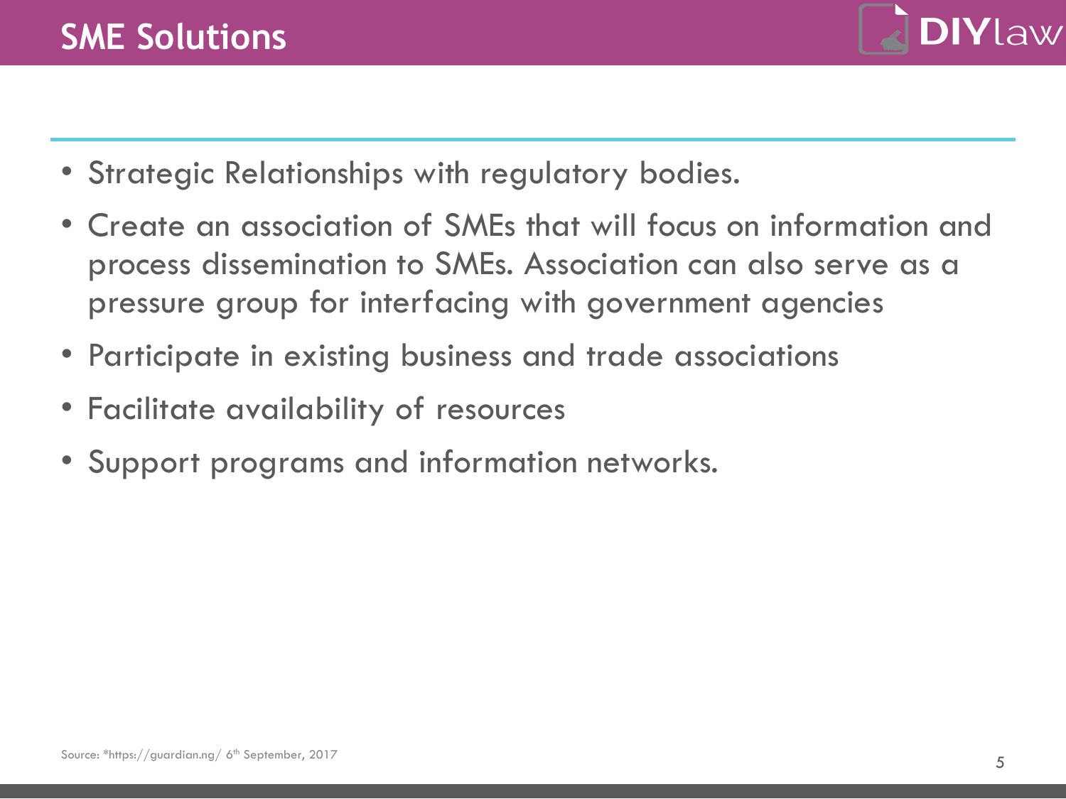# SME Solutions

- Strategic Relationships with regulatory bodies.
- Create an association of SMEs that will focus on information and process dissemination to SMEs. Association can also serve as a pressure group for interfacing with government agencies
- Participate in existing business and trade associations
- Facilitate availability of resources
- Support programs and information networks.

Source: *https://guardian.ng/ 6th September, 2017